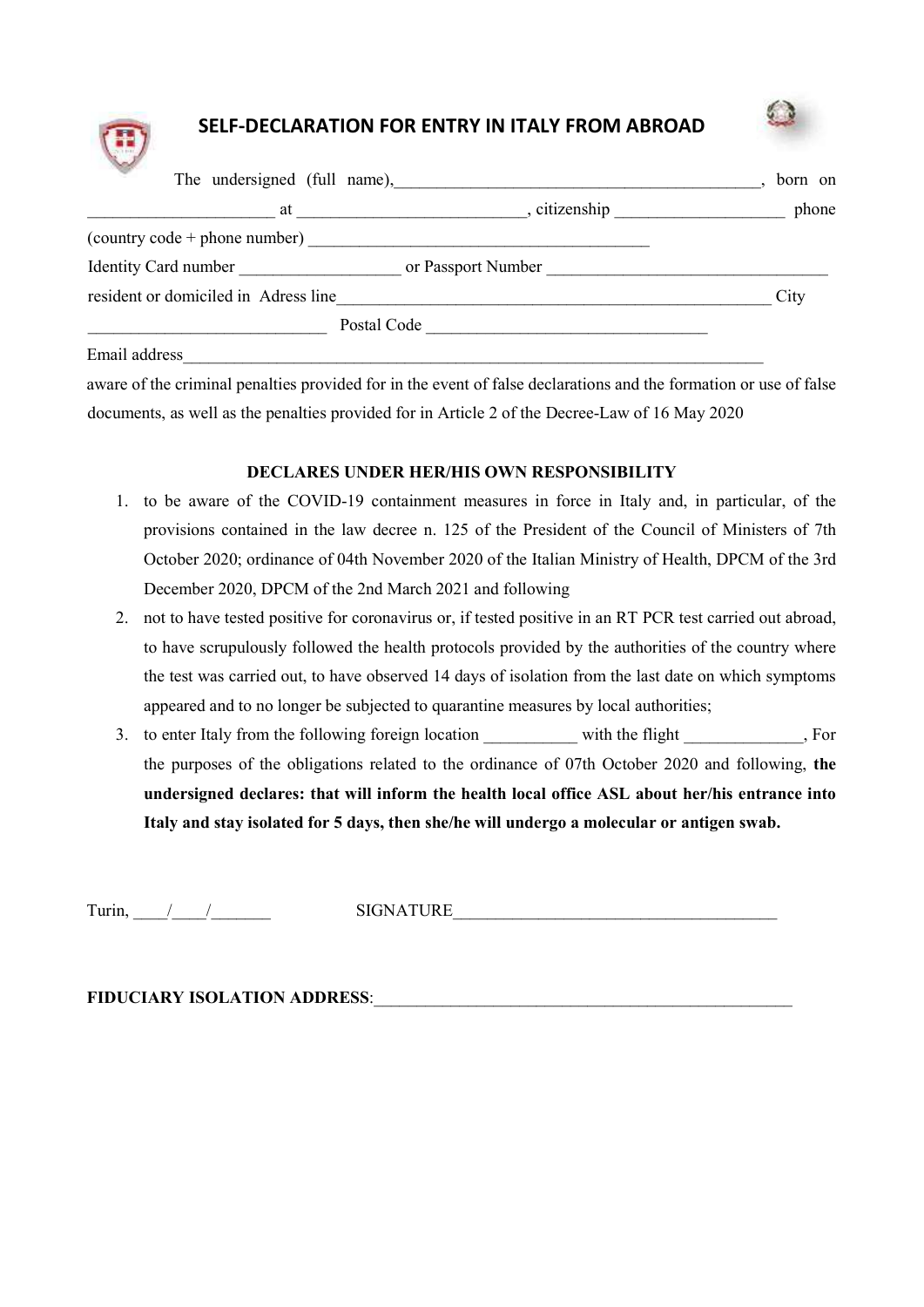# SELF-DECLARATION FOR ENTRY IN ITALY FROM ABROAD

The undersigned (full name),_________________________________________, born on _____________________ at _________________________, citizenship ___________________ phone (country code + phone number) ______________________________________

Identity Card number __________________ or Passport Number _______________________________

resident or domiciled in Adress line__________________________________________________ City ___________________________ Postal Code ________________________________

Email address______________________________________________________________________

aware of the criminal penalties provided for in the event of false declarations and the formation or use of false documents, as well as the penalties provided for in Article 2 of the Decree-Law of 16 May 2020

**DECLARES UNDER HER/HIS OWN RESPONSIBILITY**

1. to be aware of the COVID-19 containment measures in force in Italy and, in particular, of the provisions contained in the law decree n. 125 of the President of the Council of Ministers of 7th October 2020; ordinance of 04th November 2020 of the Italian Ministry of Health, DPCM of the 3rd December 2020, DPCM of the 2nd March 2021 and following
2. not to have tested positive for coronavirus or, if tested positive in an RT PCR test carried out abroad, to have scrupulously followed the health protocols provided by the authorities of the country where the test was carried out, to have observed 14 days of isolation from the last date on which symptoms appeared and to no longer be subjected to quarantine measures by local authorities;
3. to enter Italy from the following foreign location __________ with the flight _____________, For the purposes of the obligations related to the ordinance of 07th October 2020 and following, **the undersigned declares: that will inform the health local office ASL about her/his entrance into Italy and stay isolated for 5 days, then she/he will undergo a molecular or antigen swab.**

Turin, ____/____/_______ SIGNATURE_____________________________________

**FIDUCIARY ISOLATION ADDRESS**:__________________________________________________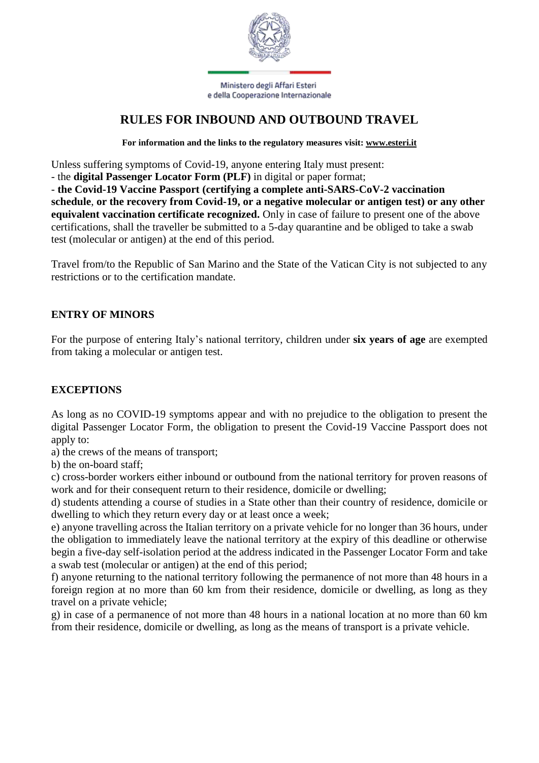Ministero degli Affari Esteri
e della Cooperazione Internazionale

# RULES FOR INBOUND AND OUTBOUND TRAVEL

**For information and the links to the regulatory measures visit: www.esteri.it**

Unless suffering symptoms of Covid-19, anyone entering Italy must present:
- the **digital Passenger Locator Form (PLF)** in digital or paper format;
- **the Covid-19 Vaccine Passport (certifying a complete anti-SARS-CoV-2 vaccination schedule**, **or the recovery from Covid-19, or a negative molecular or antigen test) or any other equivalent vaccination certificate recognized.** Only in case of failure to present one of the above certifications, shall the traveller be submitted to a 5-day quarantine and be obliged to take a swab test (molecular or antigen) at the end of this period.

Travel from/to the Republic of San Marino and the State of the Vatican City is not subjected to any restrictions or to the certification mandate.

## ENTRY OF MINORS

For the purpose of entering Italy's national territory, children under **six years of age** are exempted from taking a molecular or antigen test.

## EXCEPTIONS

As long as no COVID-19 symptoms appear and with no prejudice to the obligation to present the digital Passenger Locator Form, the obligation to present the Covid-19 Vaccine Passport does not apply to:

a) the crews of the means of transport;
b) the on-board staff;
c) cross-border workers either inbound or outbound from the national territory for proven reasons of work and for their consequent return to their residence, domicile or dwelling;
d) students attending a course of studies in a State other than their country of residence, domicile or dwelling to which they return every day or at least once a week;
e) anyone travelling across the Italian territory on a private vehicle for no longer than 36 hours, under the obligation to immediately leave the national territory at the expiry of this deadline or otherwise begin a five-day self-isolation period at the address indicated in the Passenger Locator Form and take a swab test (molecular or antigen) at the end of this period;
f) anyone returning to the national territory following the permanence of not more than 48 hours in a foreign region at no more than 60 km from their residence, domicile or dwelling, as long as they travel on a private vehicle;
g) in case of a permanence of not more than 48 hours in a national location at no more than 60 km from their residence, domicile or dwelling, as long as the means of transport is a private vehicle.